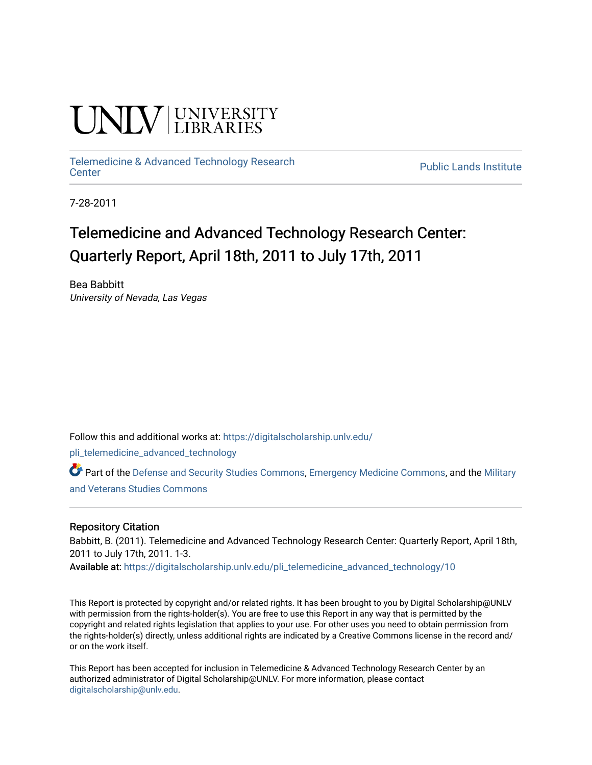UNLV | UNIVERSITY LIBRARIES

Telemedicine & Advanced Technology Research Center | Public Lands Institute

7-28-2011

# Telemedicine and Advanced Technology Research Center: Quarterly Report, April 18th, 2011 to July 17th, 2011

Bea Babbitt
*University of Nevada, Las Vegas*

Follow this and additional works at: https://digitalscholarship.unlv.edu/pli_telemedicine_advanced_technology

Part of the Defense and Security Studies Commons, Emergency Medicine Commons, and the Military and Veterans Studies Commons

### Repository Citation

Babbitt, B. (2011). Telemedicine and Advanced Technology Research Center: Quarterly Report, April 18th, 2011 to July 17th, 2011. 1-3.
Available at: https://digitalscholarship.unlv.edu/pli_telemedicine_advanced_technology/10

This Report is protected by copyright and/or related rights. It has been brought to you by Digital Scholarship@UNLV with permission from the rights-holder(s). You are free to use this Report in any way that is permitted by the copyright and related rights legislation that applies to your use. For other uses you need to obtain permission from the rights-holder(s) directly, unless additional rights are indicated by a Creative Commons license in the record and/or on the work itself.

This Report has been accepted for inclusion in Telemedicine & Advanced Technology Research Center by an authorized administrator of Digital Scholarship@UNLV. For more information, please contact digitalscholarship@unlv.edu.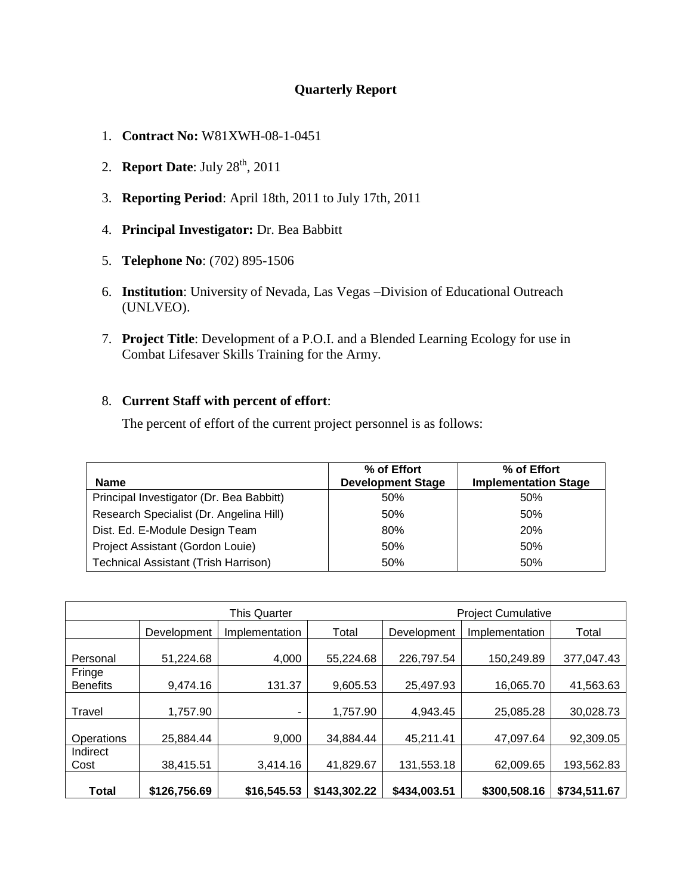**Quarterly Report**

1. **Contract No:** W81XWH-08-1-0451

2. **Report Date**: July 28th, 2011

3. **Reporting Period**: April 18th, 2011 to July 17th, 2011

4. **Principal Investigator:** Dr. Bea Babbitt

5. **Telephone No**: (702) 895-1506

6. **Institution**: University of Nevada, Las Vegas –Division of Educational Outreach (UNLVEO).

7. **Project Title**: Development of a P.O.I. and a Blended Learning Ecology for use in Combat Lifesaver Skills Training for the Army.

8. **Current Staff with percent of effort**:

   The percent of effort of the current project personnel is as follows:

| Name | % of Effort Development Stage | % of Effort Implementation Stage |
|---|---|---|
| Principal Investigator (Dr. Bea Babbitt) | 50% | 50% |
| Research Specialist (Dr. Angelina Hill) | 50% | 50% |
| Dist. Ed. E-Module Design Team | 80% | 20% |
| Project Assistant (Gordon Louie) | 50% | 50% |
| Technical Assistant (Trish Harrison) | 50% | 50% |

| | This Quarter | | | Project Cumulative | | |
|---|---|---|---|---|---|---|
| | Development | Implementation | Total | Development | Implementation | Total |
| Personal | 51,224.68 | 4,000 | 55,224.68 | 226,797.54 | 150,249.89 | 377,047.43 |
| Fringe Benefits | 9,474.16 | 131.37 | 9,605.53 | 25,497.93 | 16,065.70 | 41,563.63 |
| Travel | 1,757.90 | - | 1,757.90 | 4,943.45 | 25,085.28 | 30,028.73 |
| Operations | 25,884.44 | 9,000 | 34,884.44 | 45,211.41 | 47,097.64 | 92,309.05 |
| Indirect Cost | 38,415.51 | 3,414.16 | 41,829.67 | 131,553.18 | 62,009.65 | 193,562.83 |
| **Total** | **$126,756.69** | **$16,545.53** | **$143,302.22** | **$434,003.51** | **$300,508.16** | **$734,511.67** |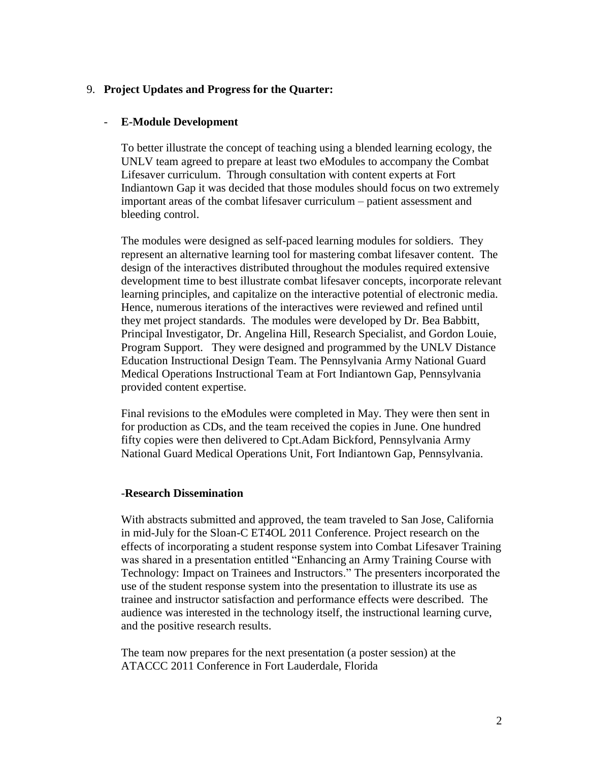9. **Project Updates and Progress for the Quarter:**

- **E-Module Development**

To better illustrate the concept of teaching using a blended learning ecology, the UNLV team agreed to prepare at least two eModules to accompany the Combat Lifesaver curriculum. Through consultation with content experts at Fort Indiantown Gap it was decided that those modules should focus on two extremely important areas of the combat lifesaver curriculum – patient assessment and bleeding control.

The modules were designed as self-paced learning modules for soldiers. They represent an alternative learning tool for mastering combat lifesaver content. The design of the interactives distributed throughout the modules required extensive development time to best illustrate combat lifesaver concepts, incorporate relevant learning principles, and capitalize on the interactive potential of electronic media. Hence, numerous iterations of the interactives were reviewed and refined until they met project standards. The modules were developed by Dr. Bea Babbitt, Principal Investigator, Dr. Angelina Hill, Research Specialist, and Gordon Louie, Program Support. They were designed and programmed by the UNLV Distance Education Instructional Design Team. The Pennsylvania Army National Guard Medical Operations Instructional Team at Fort Indiantown Gap, Pennsylvania provided content expertise.

Final revisions to the eModules were completed in May. They were then sent in for production as CDs, and the team received the copies in June. One hundred fifty copies were then delivered to Cpt.Adam Bickford, Pennsylvania Army National Guard Medical Operations Unit, Fort Indiantown Gap, Pennsylvania.

-**Research Dissemination**

With abstracts submitted and approved, the team traveled to San Jose, California in mid-July for the Sloan-C ET4OL 2011 Conference. Project research on the effects of incorporating a student response system into Combat Lifesaver Training was shared in a presentation entitled "Enhancing an Army Training Course with Technology: Impact on Trainees and Instructors." The presenters incorporated the use of the student response system into the presentation to illustrate its use as trainee and instructor satisfaction and performance effects were described. The audience was interested in the technology itself, the instructional learning curve, and the positive research results.

The team now prepares for the next presentation (a poster session) at the ATACCC 2011 Conference in Fort Lauderdale, Florida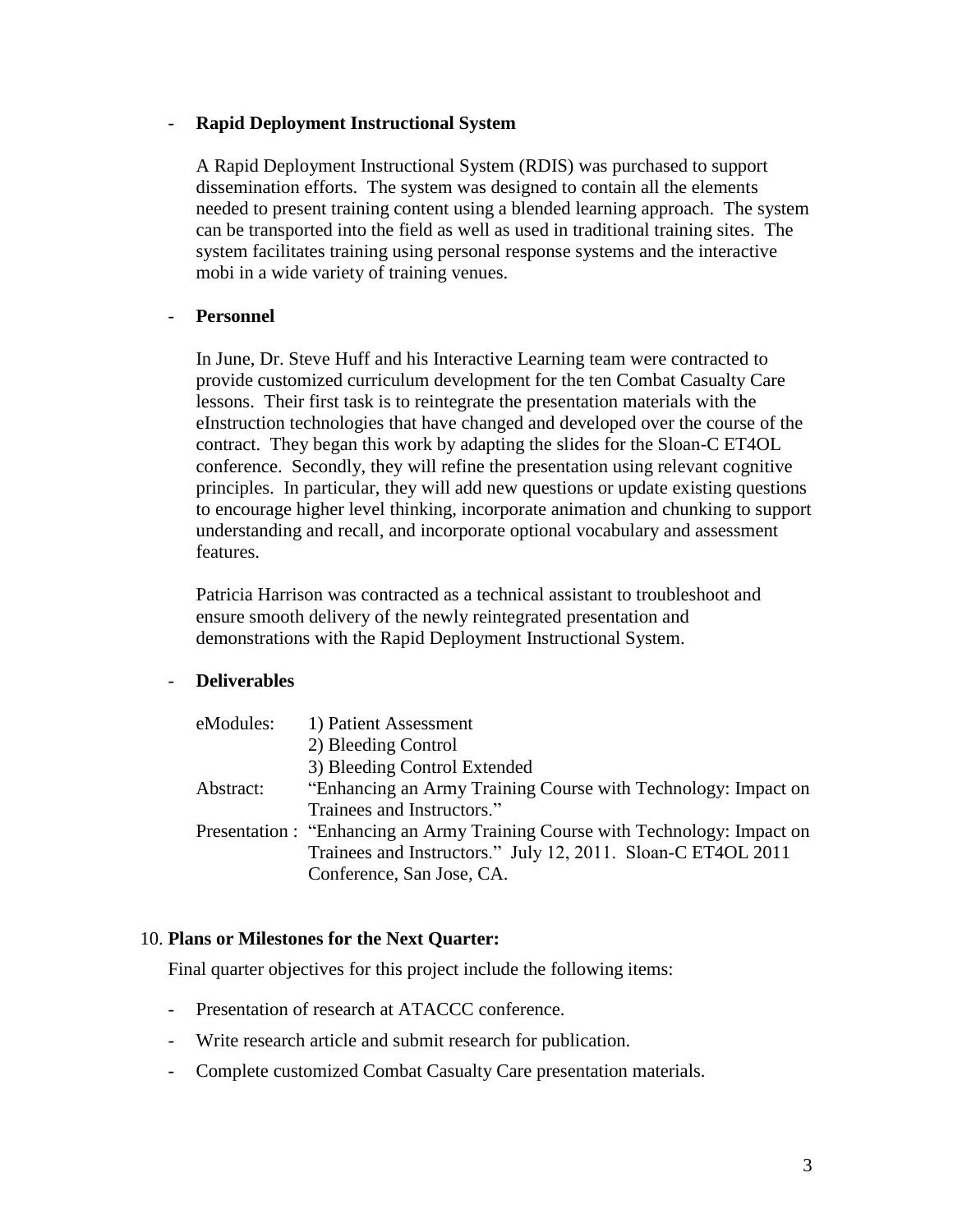- **Rapid Deployment Instructional System**

  A Rapid Deployment Instructional System (RDIS) was purchased to support dissemination efforts. The system was designed to contain all the elements needed to present training content using a blended learning approach. The system can be transported into the field as well as used in traditional training sites. The system facilitates training using personal response systems and the interactive mobi in a wide variety of training venues.

- **Personnel**

  In June, Dr. Steve Huff and his Interactive Learning team were contracted to provide customized curriculum development for the ten Combat Casualty Care lessons. Their first task is to reintegrate the presentation materials with the eInstruction technologies that have changed and developed over the course of the contract. They began this work by adapting the slides for the Sloan-C ET4OL conference. Secondly, they will refine the presentation using relevant cognitive principles. In particular, they will add new questions or update existing questions to encourage higher level thinking, incorporate animation and chunking to support understanding and recall, and incorporate optional vocabulary and assessment features.

  Patricia Harrison was contracted as a technical assistant to troubleshoot and ensure smooth delivery of the newly reintegrated presentation and demonstrations with the Rapid Deployment Instructional System.

- **Deliverables**

| | |
|---|---|
| eModules: | 1) Patient Assessment<br>2) Bleeding Control<br>3) Bleeding Control Extended |
| Abstract: | "Enhancing an Army Training Course with Technology: Impact on Trainees and Instructors." |
| Presentation : | "Enhancing an Army Training Course with Technology: Impact on Trainees and Instructors." July 12, 2011. Sloan-C ET4OL 2011 Conference, San Jose, CA. |

10. **Plans or Milestones for the Next Quarter:**

Final quarter objectives for this project include the following items:

- Presentation of research at ATACCC conference.
- Write research article and submit research for publication.
- Complete customized Combat Casualty Care presentation materials.